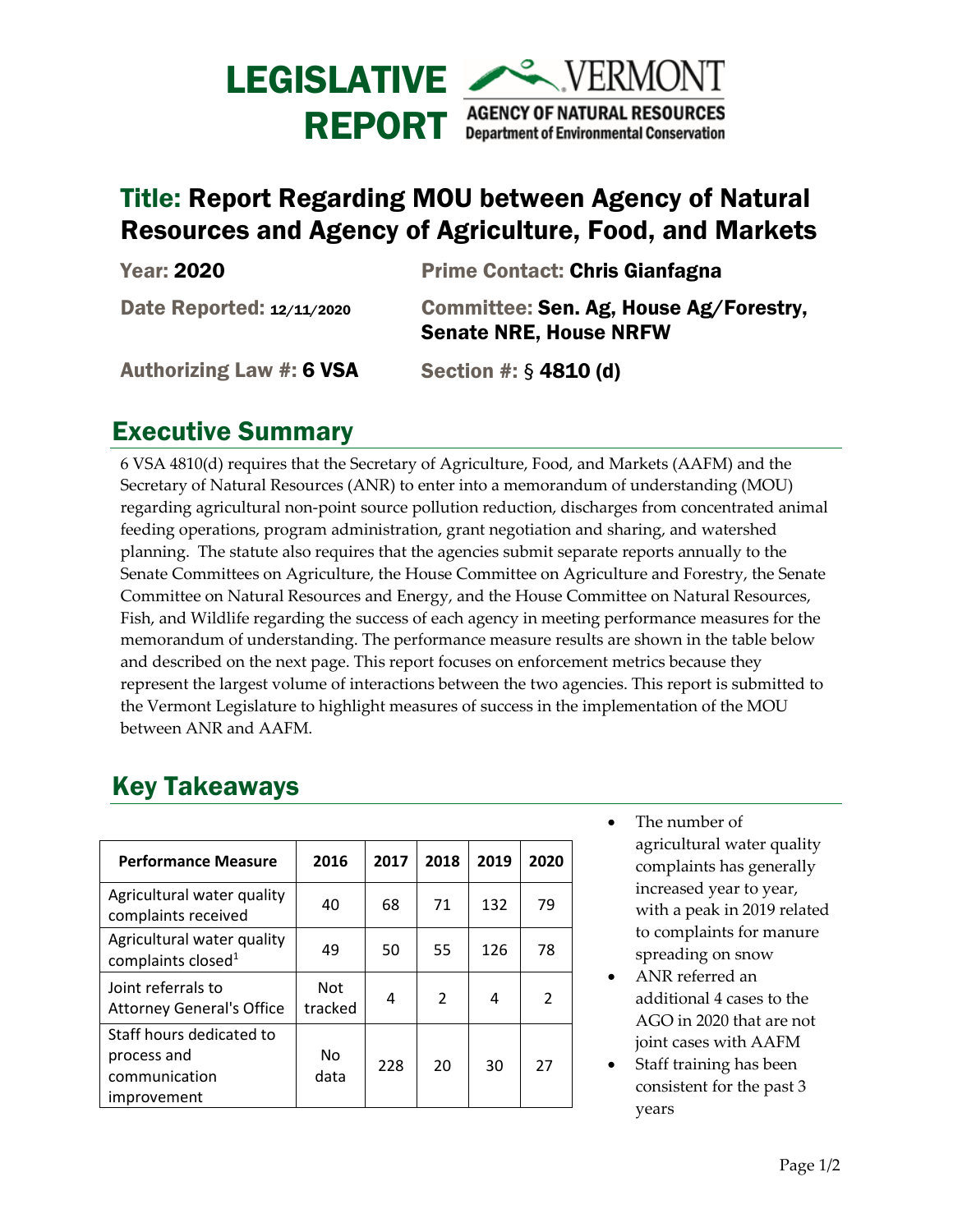# LEGISLATIVE REPORT

**VERMONT AGENCY OF NATURAL RESOURCES**
**Department of Environmental Conservation**

## Title: Report Regarding MOU between Agency of Natural Resources and Agency of Agriculture, Food, and Markets

**Year:** 2020

**Prime Contact:** Chris Gianfagna

**Date Reported:** 12/11/2020

**Committee:** Sen. Ag, House Ag/Forestry, Senate NRE, House NRFW

**Authorizing Law #:** 6 VSA

**Section #:** § 4810 (d)

## Executive Summary

6 VSA 4810(d) requires that the Secretary of Agriculture, Food, and Markets (AAFM) and the Secretary of Natural Resources (ANR) to enter into a memorandum of understanding (MOU) regarding agricultural non-point source pollution reduction, discharges from concentrated animal feeding operations, program administration, grant negotiation and sharing, and watershed planning. The statute also requires that the agencies submit separate reports annually to the Senate Committees on Agriculture, the House Committee on Agriculture and Forestry, the Senate Committee on Natural Resources and Energy, and the House Committee on Natural Resources, Fish, and Wildlife regarding the success of each agency in meeting performance measures for the memorandum of understanding. The performance measure results are shown in the table below and described on the next page. This report focuses on enforcement metrics because they represent the largest volume of interactions between the two agencies. This report is submitted to the Vermont Legislature to highlight measures of success in the implementation of the MOU between ANR and AAFM.

## Key Takeaways

| Performance Measure | 2016 | 2017 | 2018 | 2019 | 2020 |
|---|---|---|---|---|---|
| Agricultural water quality complaints received | 40 | 68 | 71 | 132 | 79 |
| Agricultural water quality complaints closed[1] | 49 | 50 | 55 | 126 | 78 |
| Joint referrals to Attorney General's Office | Not tracked | 4 | 2 | 4 | 2 |
| Staff hours dedicated to process and communication improvement | No data | 228 | 20 | 30 | 27 |

- The number of agricultural water quality complaints has generally increased year to year, with a peak in 2019 related to complaints for manure spreading on snow
- ANR referred an additional 4 cases to the AGO in 2020 that are not joint cases with AAFM
- Staff training has been consistent for the past 3 years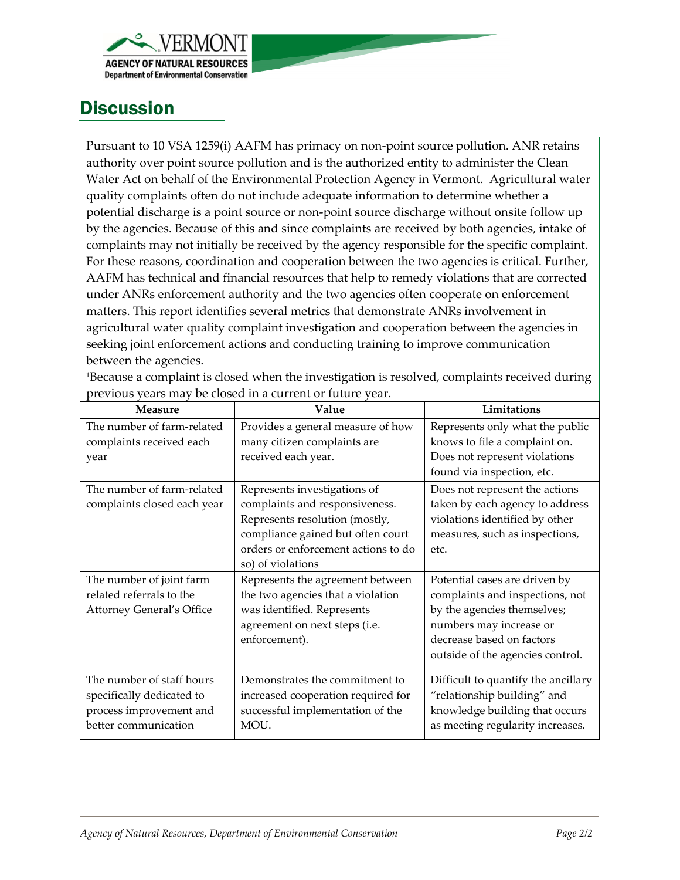## Discussion

Pursuant to 10 VSA 1259(i) AAFM has primacy on non-point source pollution. ANR retains authority over point source pollution and is the authorized entity to administer the Clean Water Act on behalf of the Environmental Protection Agency in Vermont. Agricultural water quality complaints often do not include adequate information to determine whether a potential discharge is a point source or non-point source discharge without onsite follow up by the agencies. Because of this and since complaints are received by both agencies, intake of complaints may not initially be received by the agency responsible for the specific complaint. For these reasons, coordination and cooperation between the two agencies is critical. Further, AAFM has technical and financial resources that help to remedy violations that are corrected under ANRs enforcement authority and the two agencies often cooperate on enforcement matters. This report identifies several metrics that demonstrate ANRs involvement in agricultural water quality complaint investigation and cooperation between the agencies in seeking joint enforcement actions and conducting training to improve communication between the agencies.

[1]Because a complaint is closed when the investigation is resolved, complaints received during previous years may be closed in a current or future year.

| Measure | Value | Limitations |
| --- | --- | --- |
| The number of farm-related complaints received each year | Provides a general measure of how many citizen complaints are received each year. | Represents only what the public knows to file a complaint on. Does not represent violations found via inspection, etc. |
| The number of farm-related complaints closed each year | Represents investigations of complaints and responsiveness. Represents resolution (mostly, compliance gained but often court orders or enforcement actions to do so) of violations | Does not represent the actions taken by each agency to address violations identified by other measures, such as inspections, etc. |
| The number of joint farm related referrals to the Attorney General's Office | Represents the agreement between the two agencies that a violation was identified. Represents agreement on next steps (i.e. enforcement). | Potential cases are driven by complaints and inspections, not by the agencies themselves; numbers may increase or decrease based on factors outside of the agencies control. |
| The number of staff hours specifically dedicated to process improvement and better communication | Demonstrates the commitment to increased cooperation required for successful implementation of the MOU. | Difficult to quantify the ancillary "relationship building" and knowledge building that occurs as meeting regularity increases. |